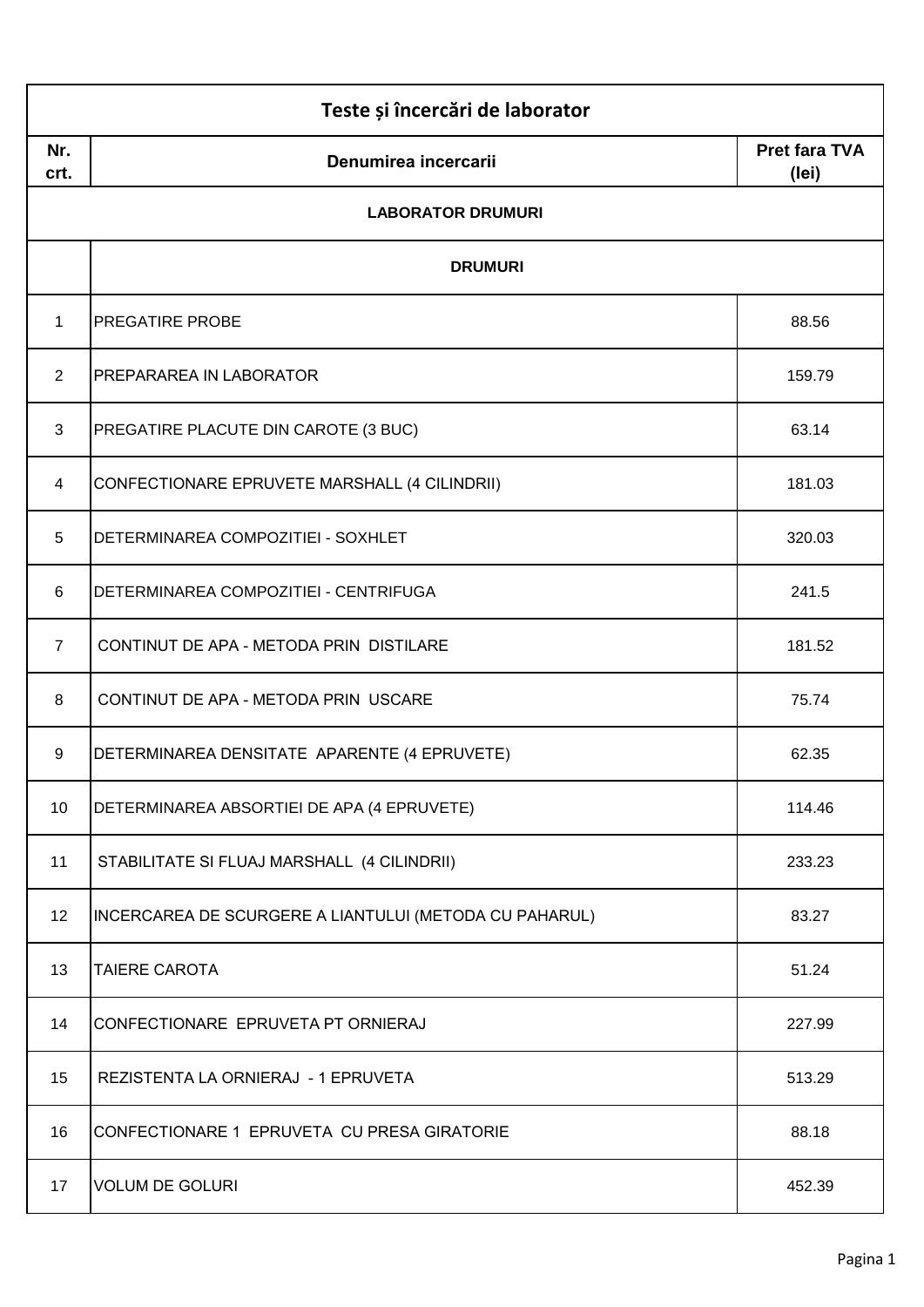| Teste și încercări de laborator | | |
|---|---|---|
| **Nr. crt.** | **Denumirea incercarii** | **Pret fara TVA (lei)** |
| | **LABORATOR DRUMURI** | |
| | **DRUMURI** | |
| 1 | PREGATIRE PROBE | 88.56 |
| 2 | PREPARAREA IN LABORATOR | 159.79 |
| 3 | PREGATIRE PLACUTE DIN CAROTE (3 BUC) | 63.14 |
| 4 | CONFECTIONARE EPRUVETE MARSHALL (4 CILINDRII) | 181.03 |
| 5 | DETERMINAREA COMPOZITIEI - SOXHLET | 320.03 |
| 6 | DETERMINAREA COMPOZITIEI - CENTRIFUGA | 241.5 |
| 7 | CONTINUT DE APA - METODA PRIN DISTILARE | 181.52 |
| 8 | CONTINUT DE APA - METODA PRIN USCARE | 75.74 |
| 9 | DETERMINAREA DENSITATE APARENTE (4 EPRUVETE) | 62.35 |
| 10 | DETERMINAREA ABSORTIEI DE APA (4 EPRUVETE) | 114.46 |
| 11 | STABILITATE SI FLUAJ MARSHALL (4 CILINDRII) | 233.23 |
| 12 | INCERCAREA DE SCURGERE A LIANTULUI (METODA CU PAHARUL) | 83.27 |
| 13 | TAIERE CAROTA | 51.24 |
| 14 | CONFECTIONARE EPRUVETA PT ORNIERAJ | 227.99 |
| 15 | REZISTENTA LA ORNIERAJ - 1 EPRUVETA | 513.29 |
| 16 | CONFECTIONARE 1 EPRUVETA CU PRESA GIRATORIE | 88.18 |
| 17 | VOLUM DE GOLURI | 452.39 |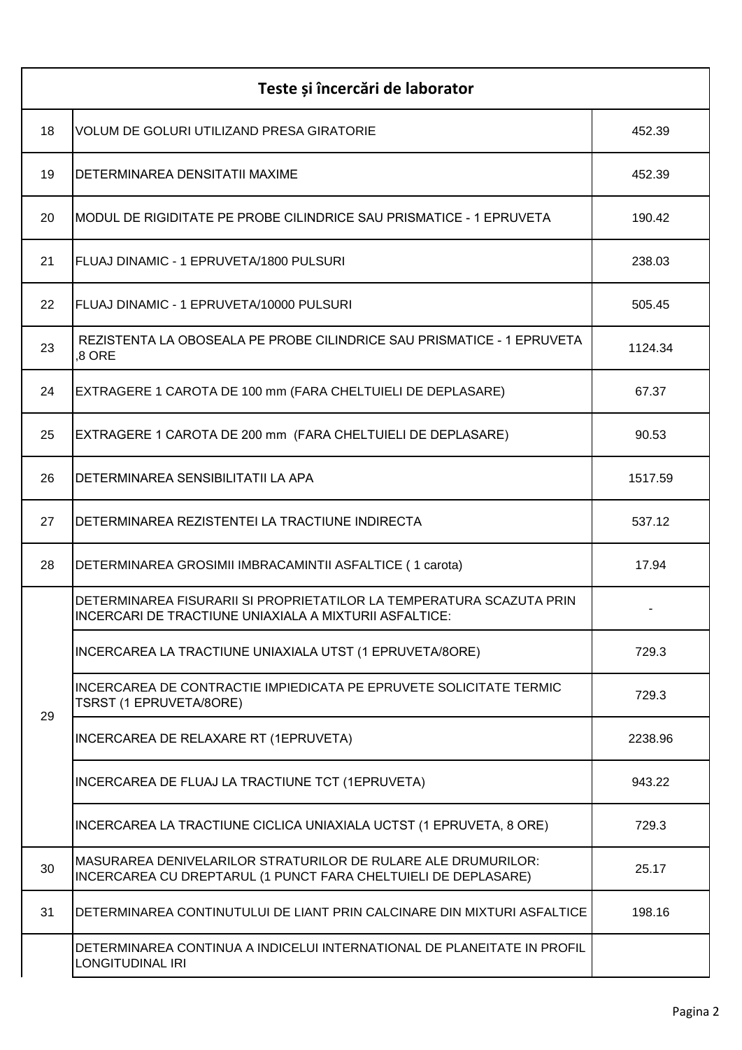| Teste și încercări de laborator | | |
|---|---|---|
| 18 | VOLUM DE GOLURI UTILIZAND PRESA GIRATORIE | 452.39 |
| 19 | DETERMINAREA DENSITATII MAXIME | 452.39 |
| 20 | MODUL DE RIGIDITATE PE PROBE CILINDRICE SAU PRISMATICE - 1 EPRUVETA | 190.42 |
| 21 | FLUAJ DINAMIC - 1 EPRUVETA/1800 PULSURI | 238.03 |
| 22 | FLUAJ DINAMIC - 1 EPRUVETA/10000 PULSURI | 505.45 |
| 23 | REZISTENTA LA OBOSEALA PE PROBE CILINDRICE SAU PRISMATICE - 1 EPRUVETA ,8 ORE | 1124.34 |
| 24 | EXTRAGERE 1 CAROTA DE 100 mm (FARA CHELTUIELI DE DEPLASARE) | 67.37 |
| 25 | EXTRAGERE 1 CAROTA DE 200 mm (FARA CHELTUIELI DE DEPLASARE) | 90.53 |
| 26 | DETERMINAREA SENSIBILITATII LA APA | 1517.59 |
| 27 | DETERMINAREA REZISTENTEI LA TRACTIUNE INDIRECTA | 537.12 |
| 28 | DETERMINAREA GROSIMII IMBRACAMINTII ASFALTICE ( 1 carota) | 17.94 |
| 29 | DETERMINAREA FISURARII SI PROPRIETATILOR LA TEMPERATURA SCAZUTA PRIN INCERCARI DE TRACTIUNE UNIAXIALA A MIXTURII ASFALTICE: | - |
| | INCERCAREA LA TRACTIUNE UNIAXIALA UTST (1 EPRUVETA/8ORE) | 729.3 |
| | INCERCAREA DE CONTRACTIE IMPIEDICATA PE EPRUVETE SOLICITATE TERMIC TSRST (1 EPRUVETA/8ORE) | 729.3 |
| | INCERCAREA DE RELAXARE RT (1EPRUVETA) | 2238.96 |
| | INCERCAREA DE FLUAJ LA TRACTIUNE TCT (1EPRUVETA) | 943.22 |
| | INCERCAREA LA TRACTIUNE CICLICA UNIAXIALA UCTST (1 EPRUVETA, 8 ORE) | 729.3 |
| 30 | MASURAREA DENIVELARILOR STRATURILOR DE RULARE ALE DRUMURILOR: INCERCAREA CU DREPTARUL (1 PUNCT FARA CHELTUIELI DE DEPLASARE) | 25.17 |
| 31 | DETERMINAREA CONTINUTULUI DE LIANT PRIN CALCINARE DIN MIXTURI ASFALTICE | 198.16 |
| | DETERMINAREA CONTINUA A INDICELUI INTERNATIONAL DE PLANEITATE IN PROFIL LONGITUDINAL IRI | |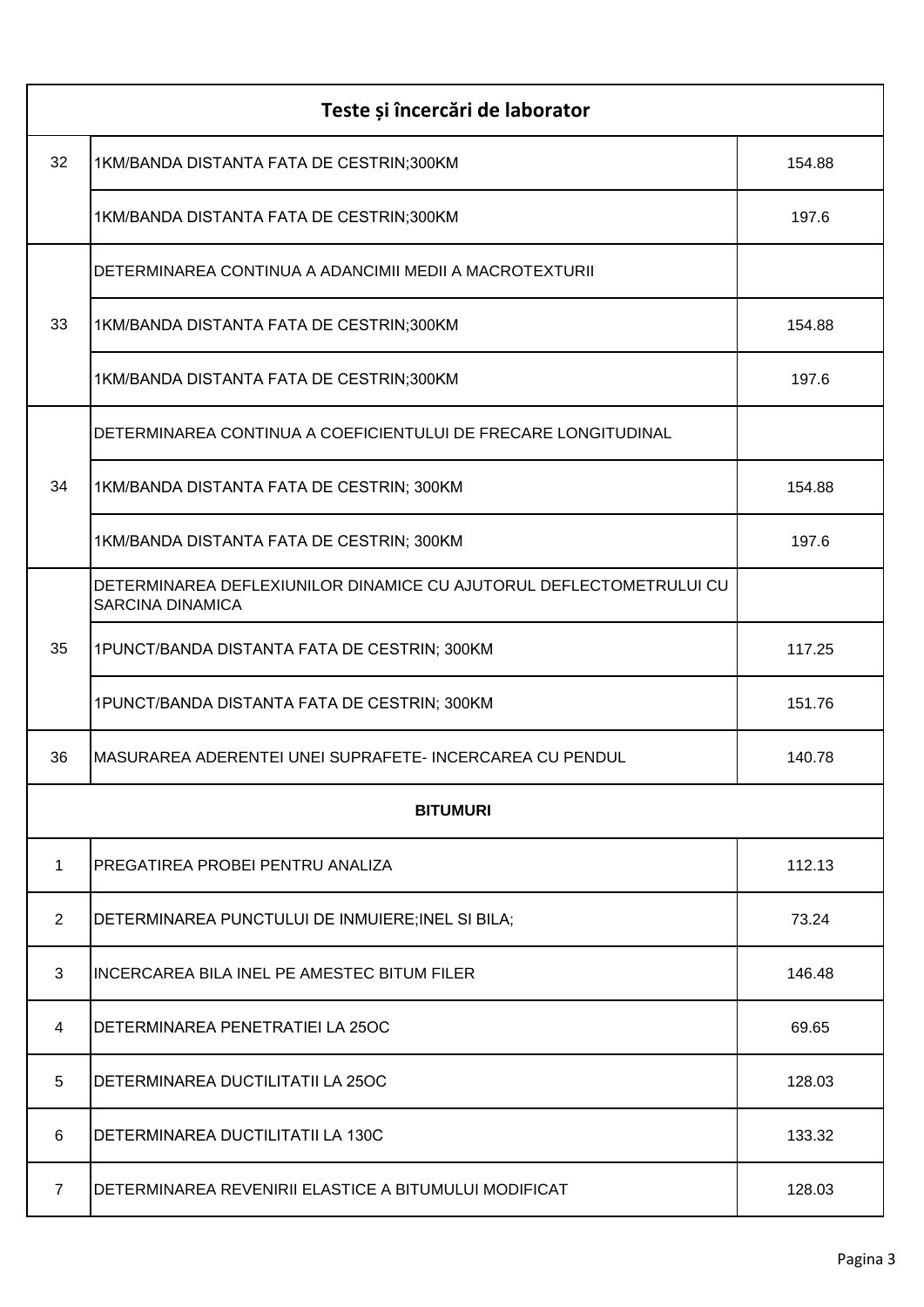| Teste și încercări de laborator | | |
|---|---|---|
| 32 | 1KM/BANDA DISTANTA FATA DE CESTRIN;300KM | 154.88 |
| | 1KM/BANDA DISTANTA FATA DE CESTRIN;300KM | 197.6 |
| 33 | DETERMINAREA CONTINUA A ADANCIMII MEDII A MACROTEXTURII | |
| | 1KM/BANDA DISTANTA FATA DE CESTRIN;300KM | 154.88 |
| | 1KM/BANDA DISTANTA FATA DE CESTRIN;300KM | 197.6 |
| 34 | DETERMINAREA CONTINUA A COEFICIENTULUI DE FRECARE LONGITUDINAL | |
| | 1KM/BANDA DISTANTA FATA DE CESTRIN; 300KM | 154.88 |
| | 1KM/BANDA DISTANTA FATA DE CESTRIN; 300KM | 197.6 |
| 35 | DETERMINAREA DEFLEXIUNILOR DINAMICE CU AJUTORUL DEFLECTOMETRULUI CU SARCINA DINAMICA | |
| | 1PUNCT/BANDA DISTANTA FATA DE CESTRIN; 300KM | 117.25 |
| | 1PUNCT/BANDA DISTANTA FATA DE CESTRIN; 300KM | 151.76 |
| 36 | MASURAREA ADERENTEI UNEI SUPRAFETE- INCERCAREA CU PENDUL | 140.78 |
| **BITUMURI** | | |
| 1 | PREGATIREA PROBEI PENTRU ANALIZA | 112.13 |
| 2 | DETERMINAREA PUNCTULUI DE INMUIERE;INEL SI BILA; | 73.24 |
| 3 | INCERCAREA BILA INEL PE AMESTEC BITUM FILER | 146.48 |
| 4 | DETERMINAREA PENETRATIEI LA 25OC | 69.65 |
| 5 | DETERMINAREA DUCTILITATII LA 25OC | 128.03 |
| 6 | DETERMINAREA DUCTILITATII LA 130C | 133.32 |
| 7 | DETERMINAREA REVENIRII ELASTICE A BITUMULUI MODIFICAT | 128.03 |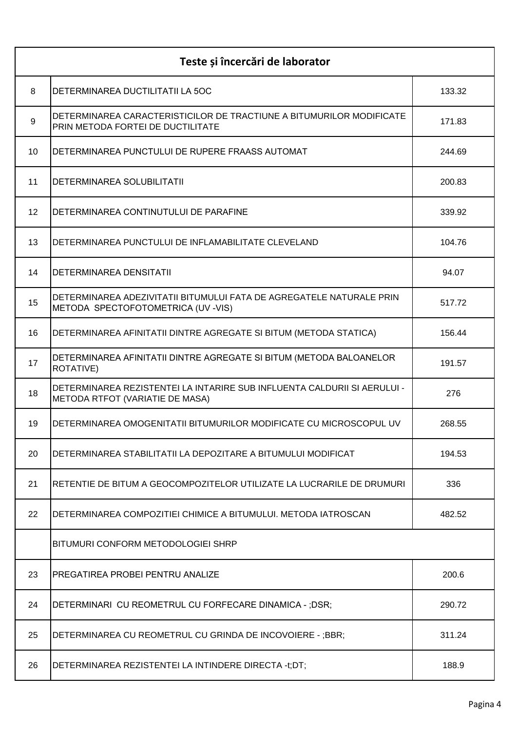| Teste și încercări de laborator | | |
|---|---|---|
| 8 | DETERMINAREA DUCTILITATII LA 5OC | 133.32 |
| 9 | DETERMINAREA CARACTERISTICILOR DE TRACTIUNE A BITUMURILOR MODIFICATE PRIN METODA FORTEI DE DUCTILITATE | 171.83 |
| 10 | DETERMINAREA PUNCTULUI DE RUPERE FRAASS AUTOMAT | 244.69 |
| 11 | DETERMINAREA SOLUBILITATII | 200.83 |
| 12 | DETERMINAREA CONTINUTULUI DE PARAFINE | 339.92 |
| 13 | DETERMINAREA PUNCTULUI DE INFLAMABILITATE CLEVELAND | 104.76 |
| 14 | DETERMINAREA DENSITATII | 94.07 |
| 15 | DETERMINAREA ADEZIVITATII BITUMULUI FATA DE AGREGATELE NATURALE PRIN METODA SPECTOFOTOMETRICA (UV -VIS) | 517.72 |
| 16 | DETERMINAREA AFINITATII DINTRE AGREGATE SI BITUM (METODA STATICA) | 156.44 |
| 17 | DETERMINAREA AFINITATII DINTRE AGREGATE SI BITUM (METODA BALOANELOR ROTATIVE) | 191.57 |
| 18 | DETERMINAREA REZISTENTEI LA INTARIRE SUB INFLUENTA CALDURII SI AERULUI - METODA RTFOT (VARIATIE DE MASA) | 276 |
| 19 | DETERMINAREA OMOGENITATII BITUMURILOR MODIFICATE CU MICROSCOPUL UV | 268.55 |
| 20 | DETERMINAREA STABILITATII LA DEPOZITARE A BITUMULUI MODIFICAT | 194.53 |
| 21 | RETENTIE DE BITUM A GEOCOMPOZITELOR UTILIZATE LA LUCRARILE DE DRUMURI | 336 |
| 22 | DETERMINAREA COMPOZITIEI CHIMICE A BITUMULUI. METODA IATROSCAN | 482.52 |
| | BITUMURI CONFORM METODOLOGIEI SHRP | |
| 23 | PREGATIREA PROBEI PENTRU ANALIZE | 200.6 |
| 24 | DETERMINARI CU REOMETRUL CU FORFECARE DINAMICA - ;DSR; | 290.72 |
| 25 | DETERMINAREA CU REOMETRUL CU GRINDA DE INCOVOIERE - ;BBR; | 311.24 |
| 26 | DETERMINAREA REZISTENTEI LA INTINDERE DIRECTA -t;DT; | 188.9 |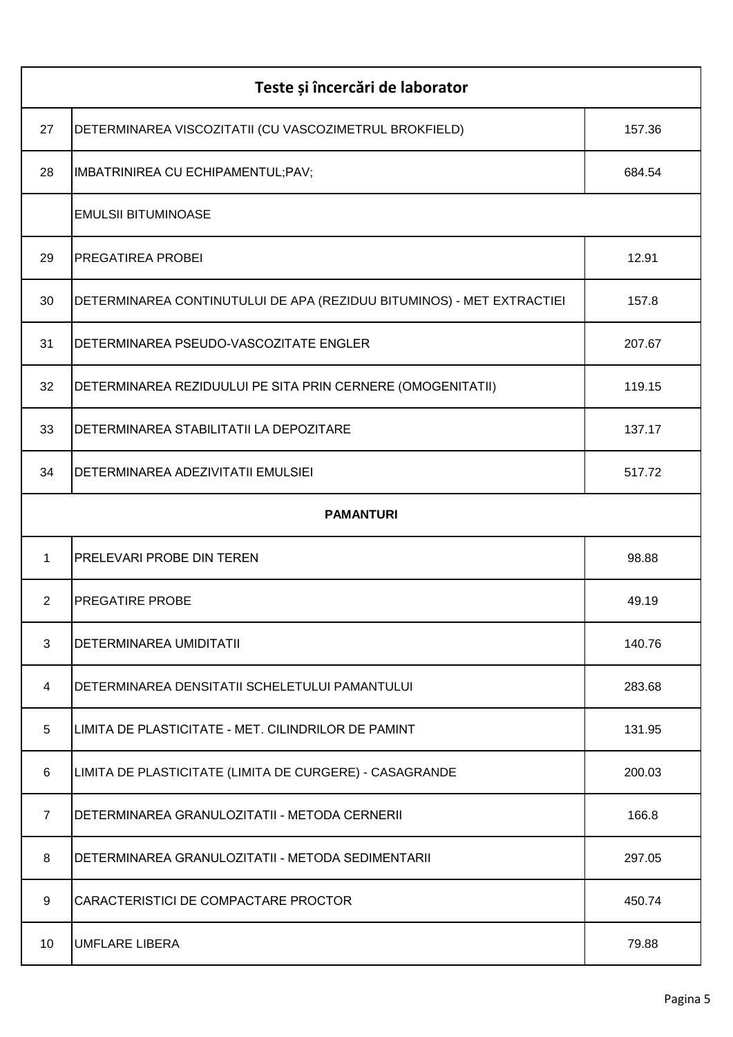| Teste și încercări de laborator | | |
|---|---|---|
| 27 | DETERMINAREA VISCOZITATII (CU VASCOZIMETRUL BROKFIELD) | 157.36 |
| 28 | IMBATRINIREA CU ECHIPAMENTUL;PAV; | 684.54 |
| | EMULSII BITUMINOASE | |
| 29 | PREGATIREA PROBEI | 12.91 |
| 30 | DETERMINAREA CONTINUTULUI DE APA (REZIDUU BITUMINOS) - MET EXTRACTIEI | 157.8 |
| 31 | DETERMINAREA PSEUDO-VASCOZITATE ENGLER | 207.67 |
| 32 | DETERMINAREA REZIDUULUI PE SITA PRIN CERNERE (OMOGENITATII) | 119.15 |
| 33 | DETERMINAREA STABILITATII LA DEPOZITARE | 137.17 |
| 34 | DETERMINAREA ADEZIVITATII EMULSIEI | 517.72 |
| **PAMANTURI** | | |
| 1 | PRELEVARI PROBE DIN TEREN | 98.88 |
| 2 | PREGATIRE PROBE | 49.19 |
| 3 | DETERMINAREA UMIDITATII | 140.76 |
| 4 | DETERMINAREA DENSITATII SCHELETULUI PAMANTULUI | 283.68 |
| 5 | LIMITA DE PLASTICITATE - MET. CILINDRILOR DE PAMINT | 131.95 |
| 6 | LIMITA DE PLASTICITATE (LIMITA DE CURGERE) - CASAGRANDE | 200.03 |
| 7 | DETERMINAREA GRANULOZITATII - METODA CERNERII | 166.8 |
| 8 | DETERMINAREA GRANULOZITATII - METODA SEDIMENTARII | 297.05 |
| 9 | CARACTERISTICI DE COMPACTARE PROCTOR | 450.74 |
| 10 | UMFLARE LIBERA | 79.88 |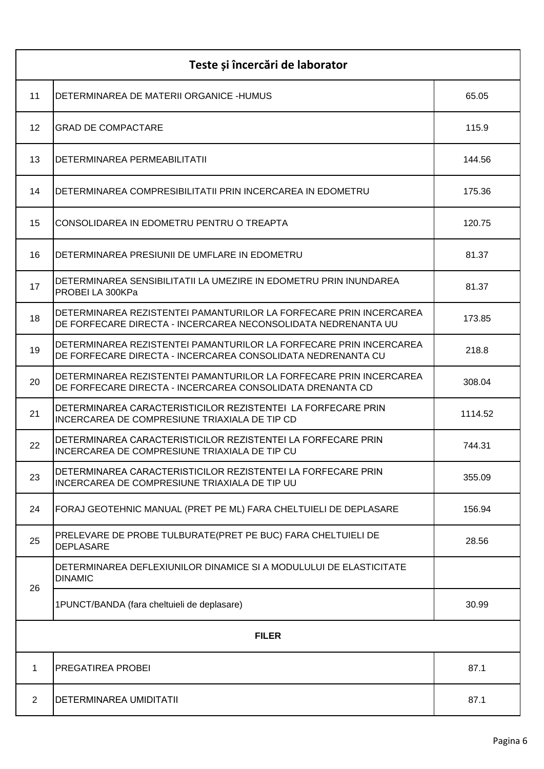| Teste și încercări de laborator | | |
|---|---|---|
| 11 | DETERMINAREA DE MATERII ORGANICE -HUMUS | 65.05 |
| 12 | GRAD DE COMPACTARE | 115.9 |
| 13 | DETERMINAREA PERMEABILITATII | 144.56 |
| 14 | DETERMINAREA COMPRESIBILITATII PRIN INCERCAREA IN EDOMETRU | 175.36 |
| 15 | CONSOLIDAREA IN EDOMETRU PENTRU O TREAPTA | 120.75 |
| 16 | DETERMINAREA PRESIUNII DE UMFLARE IN EDOMETRU | 81.37 |
| 17 | DETERMINAREA SENSIBILITATII LA UMEZIRE IN EDOMETRU PRIN INUNDAREA PROBEI LA 300KPa | 81.37 |
| 18 | DETERMINAREA REZISTENTEI PAMANTURILOR LA FORFECARE PRIN INCERCAREA DE FORFECARE DIRECTA - INCERCAREA NECONSOLIDATA NEDRENANTA UU | 173.85 |
| 19 | DETERMINAREA REZISTENTEI PAMANTURILOR LA FORFECARE PRIN INCERCAREA DE FORFECARE DIRECTA - INCERCAREA CONSOLIDATA NEDRENANTA CU | 218.8 |
| 20 | DETERMINAREA REZISTENTEI PAMANTURILOR LA FORFECARE PRIN INCERCAREA DE FORFECARE DIRECTA - INCERCAREA CONSOLIDATA DRENANTA CD | 308.04 |
| 21 | DETERMINAREA CARACTERISTICILOR REZISTENTEI LA FORFECARE PRIN INCERCAREA DE COMPRESIUNE TRIAXIALA DE TIP CD | 1114.52 |
| 22 | DETERMINAREA CARACTERISTICILOR REZISTENTEI LA FORFECARE PRIN INCERCAREA DE COMPRESIUNE TRIAXIALA DE TIP CU | 744.31 |
| 23 | DETERMINAREA CARACTERISTICILOR REZISTENTEI LA FORFECARE PRIN INCERCAREA DE COMPRESIUNE TRIAXIALA DE TIP UU | 355.09 |
| 24 | FORAJ GEOTEHNIC MANUAL (PRET PE ML) FARA CHELTUIELI DE DEPLASARE | 156.94 |
| 25 | PRELEVARE DE PROBE TULBURATE(PRET PE BUC) FARA CHELTUIELI DE DEPLASARE | 28.56 |
| 26 | DETERMINAREA DEFLEXIUNILOR DINAMICE SI A MODULULUI DE ELASTICITATE DINAMIC | |
| | 1PUNCT/BANDA (fara cheltuieli de deplasare) | 30.99 |
| **FILER** | | |
| 1 | PREGATIREA PROBEI | 87.1 |
| 2 | DETERMINAREA UMIDITATII | 87.1 |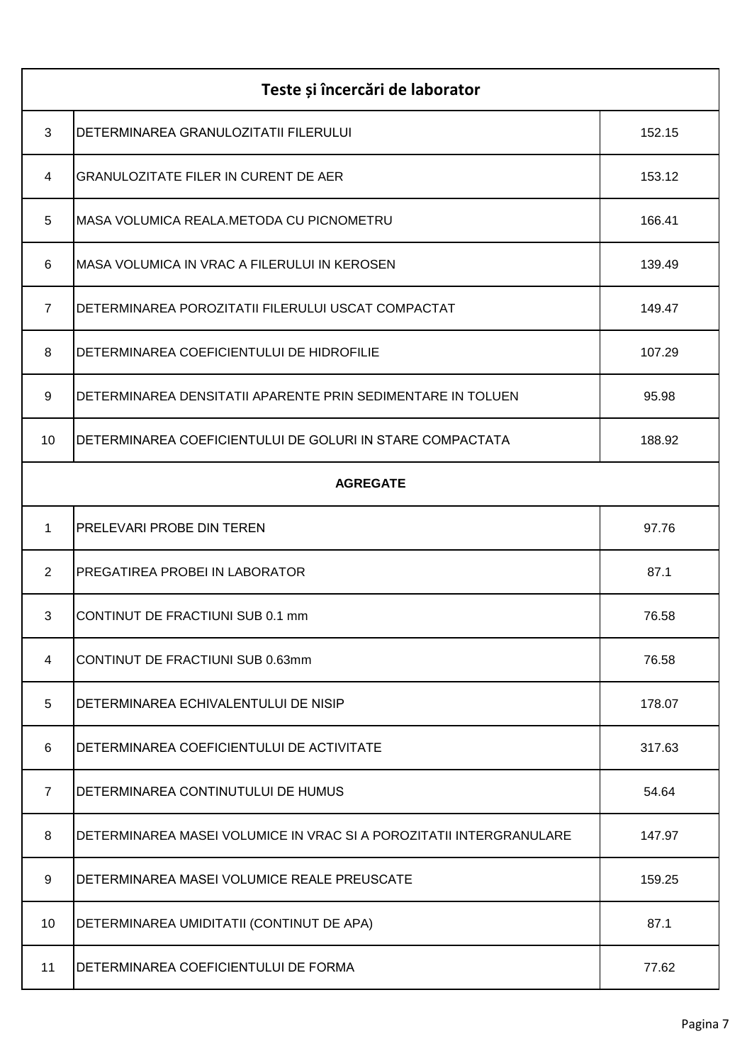| Teste și încercări de laborator | | |
|---|---|---|
| 3 | DETERMINAREA GRANULOZITATII FILERULUI | 152.15 |
| 4 | GRANULOZITATE FILER IN CURENT DE AER | 153.12 |
| 5 | MASA VOLUMICA REALA.METODA CU PICNOMETRU | 166.41 |
| 6 | MASA VOLUMICA IN VRAC A FILERULUI IN KEROSEN | 139.49 |
| 7 | DETERMINAREA POROZITATII FILERULUI USCAT COMPACTAT | 149.47 |
| 8 | DETERMINAREA COEFICIENTULUI DE HIDROFILIE | 107.29 |
| 9 | DETERMINAREA DENSITATII APARENTE PRIN SEDIMENTARE IN TOLUEN | 95.98 |
| 10 | DETERMINAREA COEFICIENTULUI DE GOLURI IN STARE COMPACTATA | 188.92 |
| **AGREGATE** | | |
| 1 | PRELEVARI PROBE DIN TEREN | 97.76 |
| 2 | PREGATIREA PROBEI IN LABORATOR | 87.1 |
| 3 | CONTINUT DE FRACTIUNI SUB 0.1 mm | 76.58 |
| 4 | CONTINUT DE FRACTIUNI SUB 0.63mm | 76.58 |
| 5 | DETERMINAREA ECHIVALENTULUI DE NISIP | 178.07 |
| 6 | DETERMINAREA COEFICIENTULUI DE ACTIVITATE | 317.63 |
| 7 | DETERMINAREA CONTINUTULUI DE HUMUS | 54.64 |
| 8 | DETERMINAREA MASEI VOLUMICE IN VRAC SI A POROZITATII INTERGRANULARE | 147.97 |
| 9 | DETERMINAREA MASEI VOLUMICE REALE PREUSCATE | 159.25 |
| 10 | DETERMINAREA UMIDITATII (CONTINUT DE APA) | 87.1 |
| 11 | DETERMINAREA COEFICIENTULUI DE FORMA | 77.62 |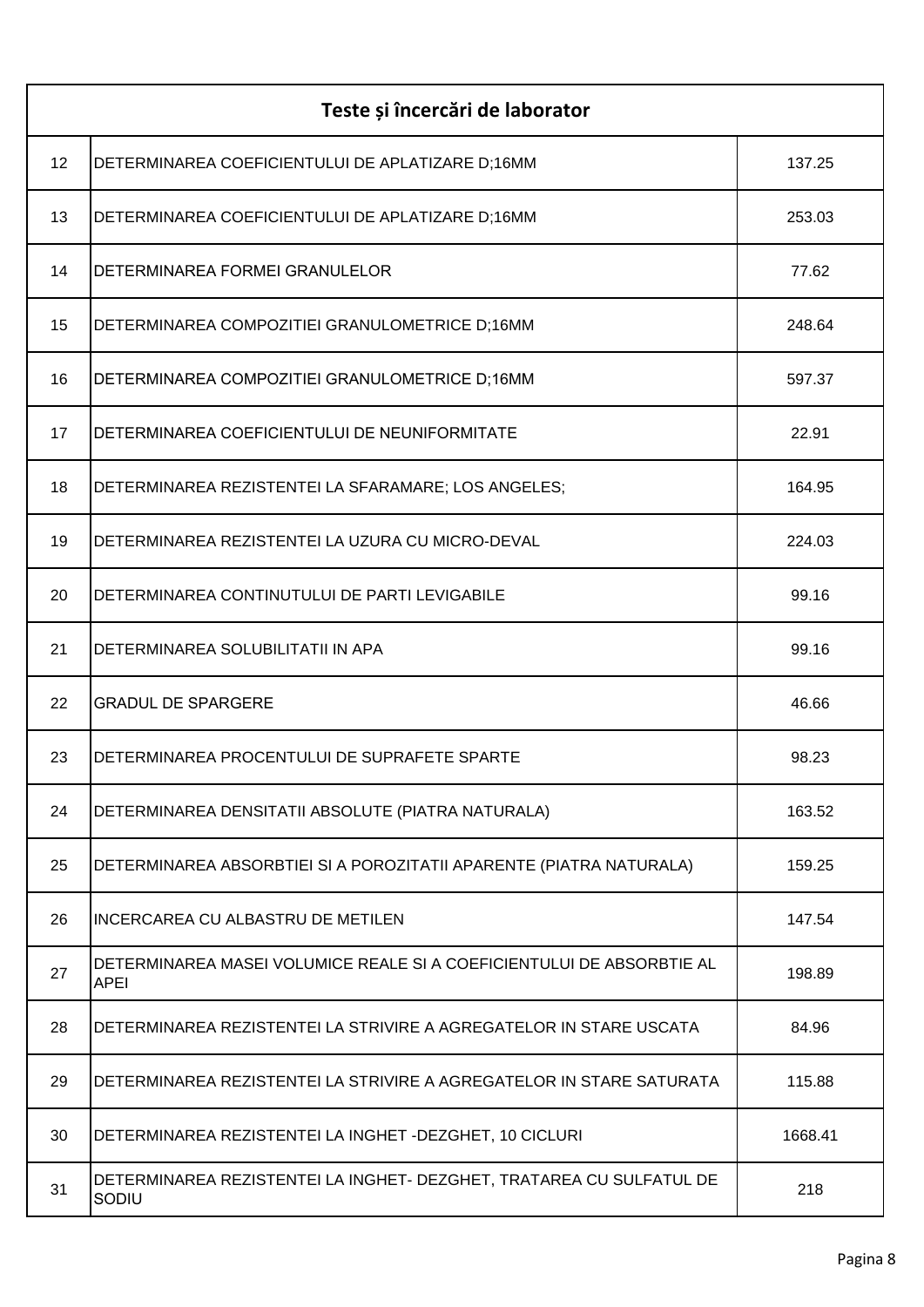| Teste și încercări de laborator | | |
|---|---|---|
| 12 | DETERMINAREA COEFICIENTULUI DE APLATIZARE D;16MM | 137.25 |
| 13 | DETERMINAREA COEFICIENTULUI DE APLATIZARE D;16MM | 253.03 |
| 14 | DETERMINAREA FORMEI GRANULELOR | 77.62 |
| 15 | DETERMINAREA COMPOZITIEI GRANULOMETRICE D;16MM | 248.64 |
| 16 | DETERMINAREA COMPOZITIEI GRANULOMETRICE D;16MM | 597.37 |
| 17 | DETERMINAREA COEFICIENTULUI DE NEUNIFORMITATE | 22.91 |
| 18 | DETERMINAREA REZISTENTEI LA SFARAMARE; LOS ANGELES; | 164.95 |
| 19 | DETERMINAREA REZISTENTEI LA UZURA CU MICRO-DEVAL | 224.03 |
| 20 | DETERMINAREA CONTINUTULUI DE PARTI LEVIGABILE | 99.16 |
| 21 | DETERMINAREA SOLUBILITATII IN APA | 99.16 |
| 22 | GRADUL DE SPARGERE | 46.66 |
| 23 | DETERMINAREA PROCENTULUI DE SUPRAFETE SPARTE | 98.23 |
| 24 | DETERMINAREA DENSITATII ABSOLUTE (PIATRA NATURALA) | 163.52 |
| 25 | DETERMINAREA ABSORBTIEI SI A POROZITATII APARENTE (PIATRA NATURALA) | 159.25 |
| 26 | INCERCAREA CU ALBASTRU DE METILEN | 147.54 |
| 27 | DETERMINAREA MASEI VOLUMICE REALE SI A COEFICIENTULUI DE ABSORBTIE AL APEI | 198.89 |
| 28 | DETERMINAREA REZISTENTEI LA STRIVIRE A AGREGATELOR IN STARE USCATA | 84.96 |
| 29 | DETERMINAREA REZISTENTEI LA STRIVIRE A AGREGATELOR IN STARE SATURATA | 115.88 |
| 30 | DETERMINAREA REZISTENTEI LA INGHET -DEZGHET, 10 CICLURI | 1668.41 |
| 31 | DETERMINAREA REZISTENTEI LA INGHET- DEZGHET, TRATAREA CU SULFATUL DE SODIU | 218 |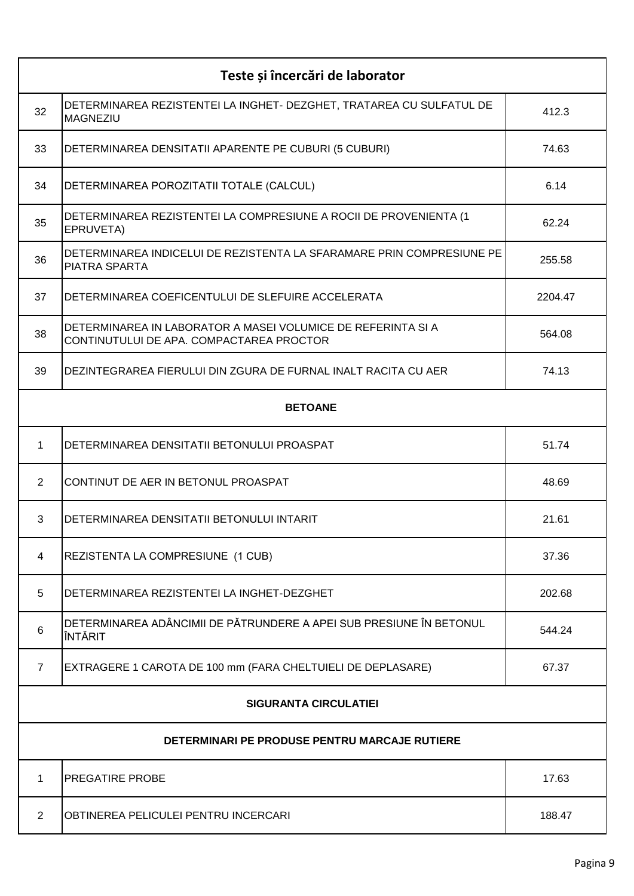| Teste și încercări de laborator | | |
|---|---|---|
| 32 | DETERMINAREA REZISTENTEI LA INGHET- DEZGHET, TRATAREA CU SULFATUL DE MAGNEZIU | 412.3 |
| 33 | DETERMINAREA DENSITATII APARENTE PE CUBURI (5 CUBURI) | 74.63 |
| 34 | DETERMINAREA POROZITATII TOTALE (CALCUL) | 6.14 |
| 35 | DETERMINAREA REZISTENTEI LA COMPRESIUNE A ROCII DE PROVENIENTA (1 EPRUVETA) | 62.24 |
| 36 | DETERMINAREA INDICELUI DE REZISTENTA LA SFARAMARE PRIN COMPRESIUNE PE PIATRA SPARTA | 255.58 |
| 37 | DETERMINAREA COEFICENTULUI DE SLEFUIRE ACCELERATA | 2204.47 |
| 38 | DETERMINAREA IN LABORATOR A MASEI VOLUMICE DE REFERINTA SI A CONTINUTULUI DE APA. COMPACTAREA PROCTOR | 564.08 |
| 39 | DEZINTEGRAREA FIERULUI DIN ZGURA DE FURNAL INALT RACITA CU AER | 74.13 |
| **BETOANE** | | |
| 1 | DETERMINAREA DENSITATII BETONULUI PROASPAT | 51.74 |
| 2 | CONTINUT DE AER IN BETONUL PROASPAT | 48.69 |
| 3 | DETERMINAREA DENSITATII BETONULUI INTARIT | 21.61 |
| 4 | REZISTENTA LA COMPRESIUNE (1 CUB) | 37.36 |
| 5 | DETERMINAREA REZISTENTEI LA INGHET-DEZGHET | 202.68 |
| 6 | DETERMINAREA ADÂNCIMII DE PĂTRUNDERE A APEI SUB PRESIUNE ÎN BETONUL ÎNTĂRIT | 544.24 |
| 7 | EXTRAGERE 1 CAROTA DE 100 mm (FARA CHELTUIELI DE DEPLASARE) | 67.37 |
| **SIGURANTA CIRCULATIEI** | | |
| **DETERMINARI PE PRODUSE PENTRU MARCAJE RUTIERE** | | |
| 1 | PREGATIRE PROBE | 17.63 |
| 2 | OBTINEREA PELICULEI PENTRU INCERCARI | 188.47 |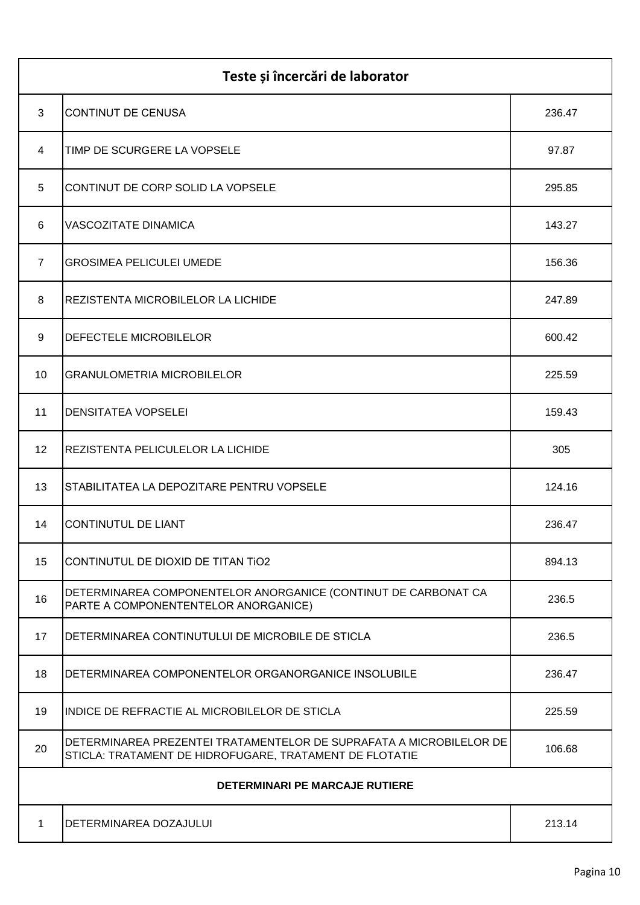| Teste și încercări de laborator | | |
|---|---|---|
| 3 | CONTINUT DE CENUSA | 236.47 |
| 4 | TIMP DE SCURGERE LA VOPSELE | 97.87 |
| 5 | CONTINUT DE CORP SOLID LA VOPSELE | 295.85 |
| 6 | VASCOZITATE DINAMICA | 143.27 |
| 7 | GROSIMEA PELICULEI UMEDE | 156.36 |
| 8 | REZISTENTA MICROBILELOR LA LICHIDE | 247.89 |
| 9 | DEFECTELE MICROBILELOR | 600.42 |
| 10 | GRANULOMETRIA MICROBILELOR | 225.59 |
| 11 | DENSITATEA VOPSELEI | 159.43 |
| 12 | REZISTENTA PELICULELOR LA LICHIDE | 305 |
| 13 | STABILITATEA LA DEPOZITARE PENTRU VOPSELE | 124.16 |
| 14 | CONTINUTUL DE LIANT | 236.47 |
| 15 | CONTINUTUL DE DIOXID DE TITAN TiO2 | 894.13 |
| 16 | DETERMINAREA COMPONENTELOR ANORGANICE (CONTINUT DE CARBONAT CA PARTE A COMPONENTENTELOR ANORGANICE) | 236.5 |
| 17 | DETERMINAREA CONTINUTULUI DE MICROBILE DE STICLA | 236.5 |
| 18 | DETERMINAREA COMPONENTELOR ORGANORGANICE INSOLUBILE | 236.47 |
| 19 | INDICE DE REFRACTIE AL MICROBILELOR DE STICLA | 225.59 |
| 20 | DETERMINAREA PREZENTEI TRATAMENTELOR DE SUPRAFATA A MICROBILELOR DE STICLA: TRATAMENT DE HIDROFUGARE, TRATAMENT DE FLOTATIE | 106.68 |
| **DETERMINARI PE MARCAJE RUTIERE** | | |
| 1 | DETERMINAREA DOZAJULUI | 213.14 |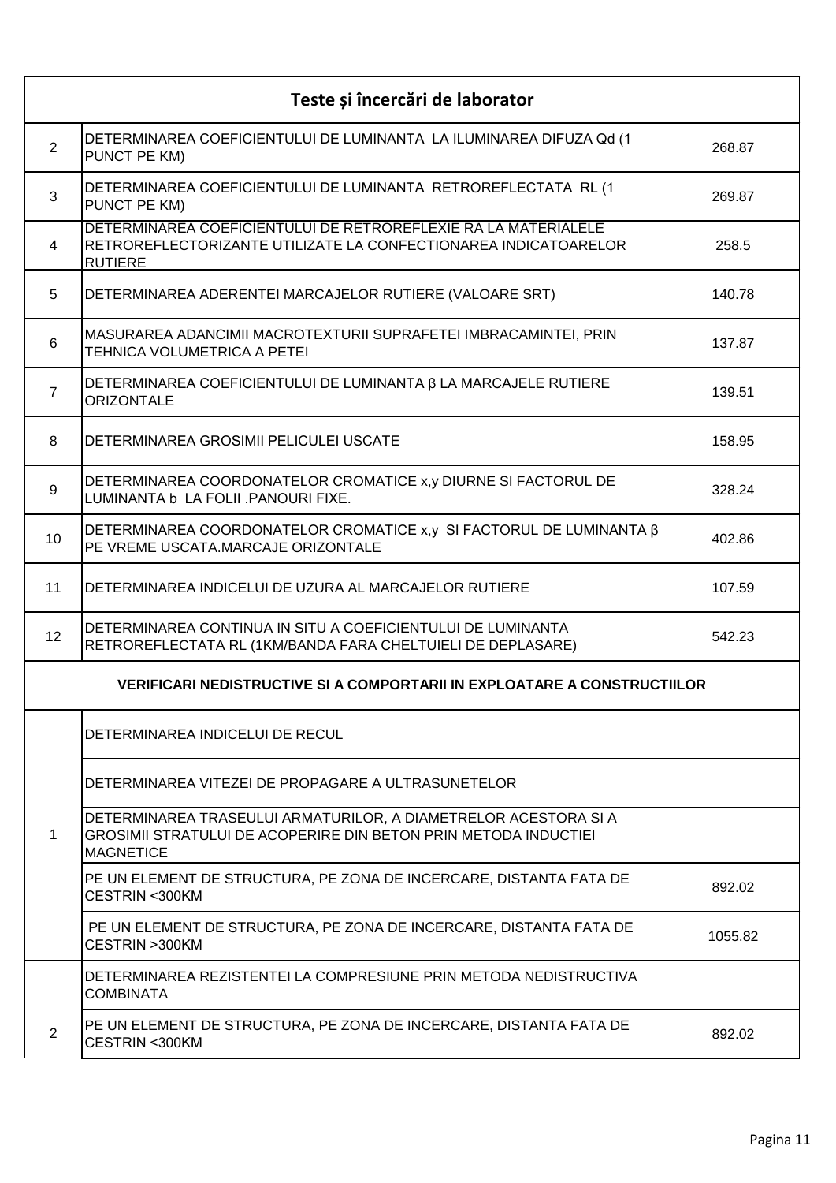| Teste și încercări de laborator | | |
|---|---|---|
| 2 | DETERMINAREA COEFICIENTULUI DE LUMINANTA LA ILUMINAREA DIFUZA Qd (1 PUNCT PE KM) | 268.87 |
| 3 | DETERMINAREA COEFICIENTULUI DE LUMINANTA RETROREFLECTATA RL (1 PUNCT PE KM) | 269.87 |
| 4 | DETERMINAREA COEFICIENTULUI DE RETROREFLEXIE RA LA MATERIALELE RETROREFLECTORIZANTE UTILIZATE LA CONFECTIONAREA INDICATOARELOR RUTIERE | 258.5 |
| 5 | DETERMINAREA ADERENTEI MARCAJELOR RUTIERE (VALOARE SRT) | 140.78 |
| 6 | MASURAREA ADANCIMII MACROTEXTURII SUPRAFETEI IMBRACAMINTEI, PRIN TEHNICA VOLUMETRICA A PETEI | 137.87 |
| 7 | DETERMINAREA COEFICIENTULUI DE LUMINANTA β LA MARCAJELE RUTIERE ORIZONTALE | 139.51 |
| 8 | DETERMINAREA GROSIMII PELICULEI USCATE | 158.95 |
| 9 | DETERMINAREA COORDONATELOR CROMATICE x,y DIURNE SI FACTORUL DE LUMINANTA b LA FOLII .PANOURI FIXE. | 328.24 |
| 10 | DETERMINAREA COORDONATELOR CROMATICE x,y SI FACTORUL DE LUMINANTA β PE VREME USCATA.MARCAJE ORIZONTALE | 402.86 |
| 11 | DETERMINAREA INDICELUI DE UZURA AL MARCAJELOR RUTIERE | 107.59 |
| 12 | DETERMINAREA CONTINUA IN SITU A COEFICIENTULUI DE LUMINANTA RETROREFLECTATA RL (1KM/BANDA FARA CHELTUIELI DE DEPLASARE) | 542.23 |
| **VERIFICARI NEDISTRUCTIVE SI A COMPORTARII IN EXPLOATARE A CONSTRUCTIILOR** | | |
| 1 | DETERMINAREA INDICELUI DE RECUL | |
| | DETERMINAREA VITEZEI DE PROPAGARE A ULTRASUNETELOR | |
| | DETERMINAREA TRASEULUI ARMATURILOR, A DIAMETRELOR ACESTORA SI A GROSIMII STRATULUI DE ACOPERIRE DIN BETON PRIN METODA INDUCTIEI MAGNETICE | |
| | PE UN ELEMENT DE STRUCTURA, PE ZONA DE INCERCARE, DISTANTA FATA DE CESTRIN <300KM | 892.02 |
| | PE UN ELEMENT DE STRUCTURA, PE ZONA DE INCERCARE, DISTANTA FATA DE CESTRIN >300KM | 1055.82 |
| 2 | DETERMINAREA REZISTENTEI LA COMPRESIUNE PRIN METODA NEDISTRUCTIVA COMBINATA | |
| | PE UN ELEMENT DE STRUCTURA, PE ZONA DE INCERCARE, DISTANTA FATA DE CESTRIN <300KM | 892.02 |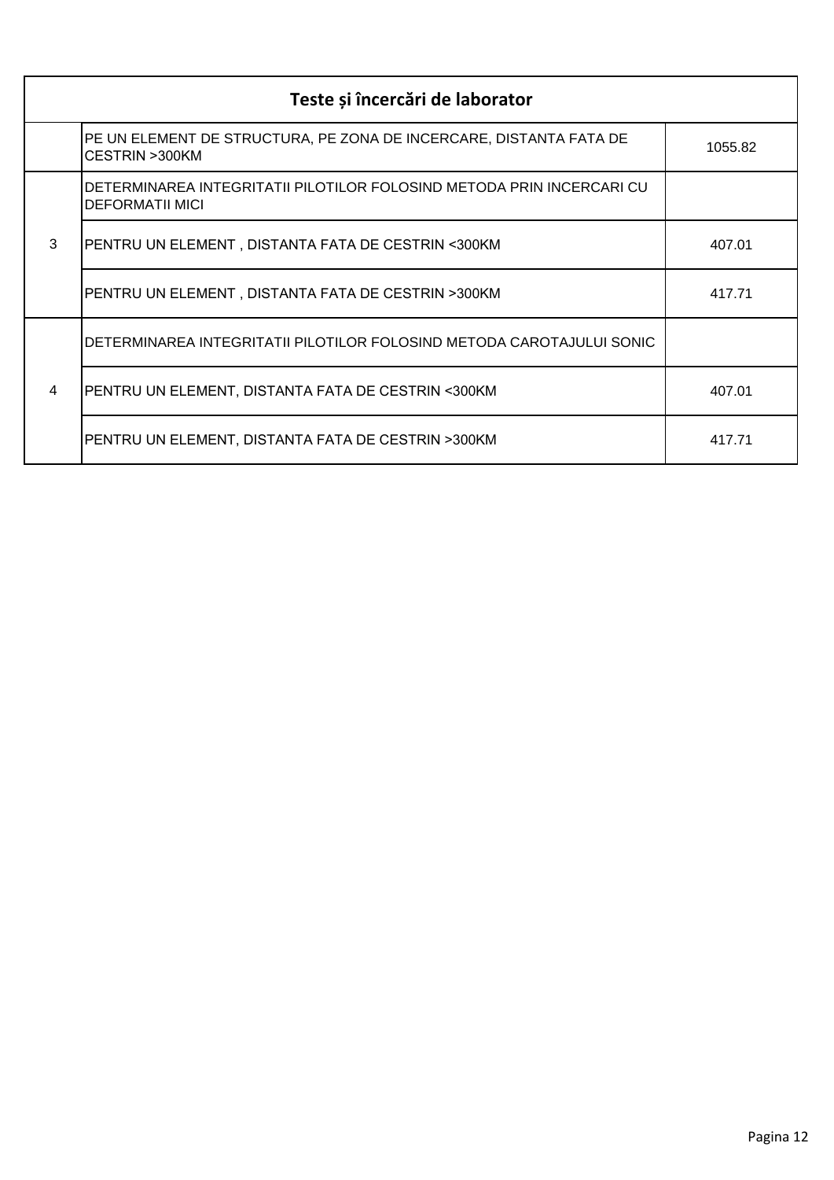| Teste și încercări de laborator | | |
|---|---|---|
| | PE UN ELEMENT DE STRUCTURA, PE ZONA DE INCERCARE, DISTANTA FATA DE CESTRIN >300KM | 1055.82 |
| 3 | DETERMINAREA INTEGRITATII PILOTILOR FOLOSIND METODA PRIN INCERCARI CU DEFORMATII MICI | |
| | PENTRU UN ELEMENT , DISTANTA FATA DE CESTRIN <300KM | 407.01 |
| | PENTRU UN ELEMENT , DISTANTA FATA DE CESTRIN >300KM | 417.71 |
| 4 | DETERMINAREA INTEGRITATII PILOTILOR FOLOSIND METODA CAROTAJULUI SONIC | |
| | PENTRU UN ELEMENT, DISTANTA FATA DE CESTRIN <300KM | 407.01 |
| | PENTRU UN ELEMENT, DISTANTA FATA DE CESTRIN >300KM | 417.71 |